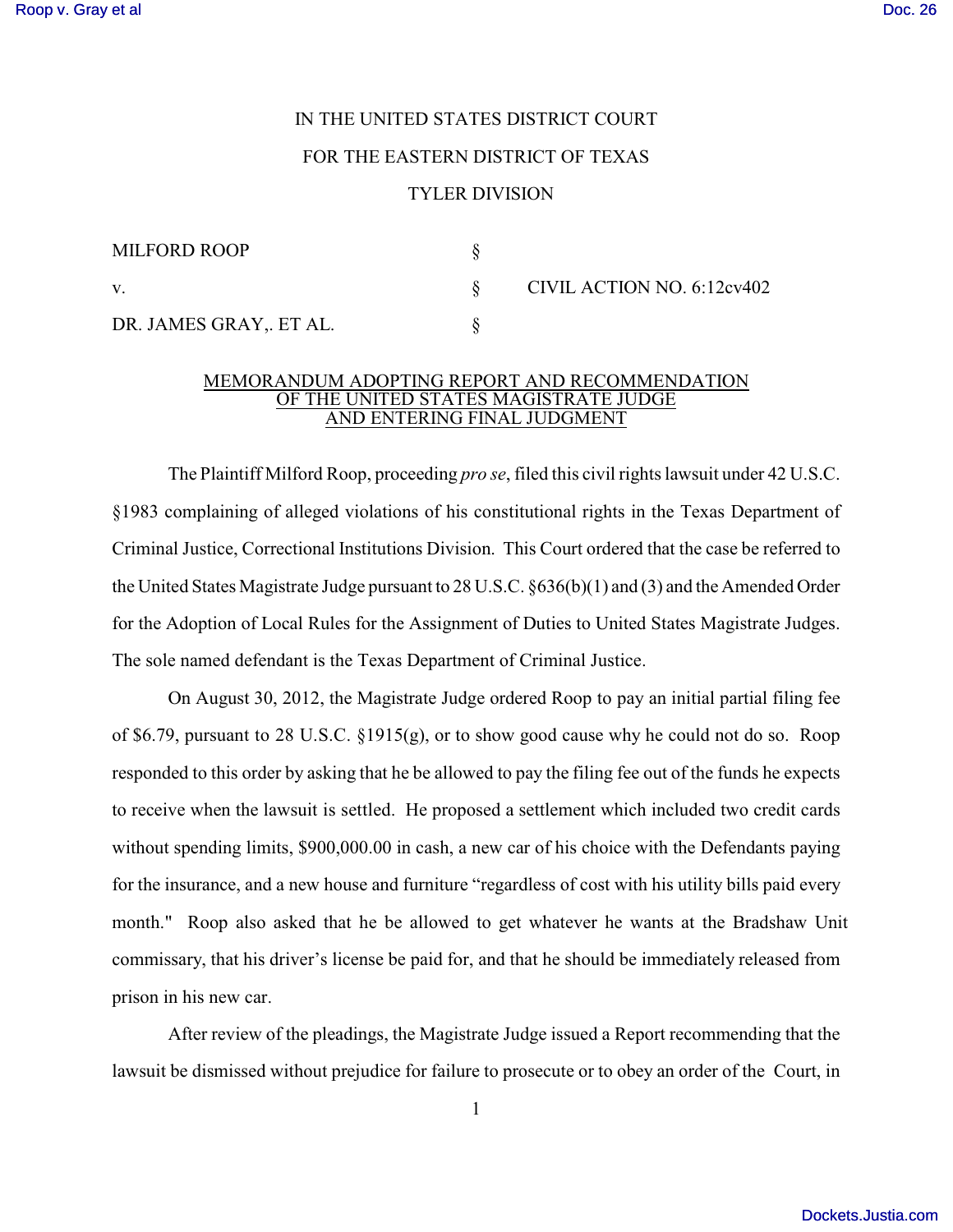IN THE UNITED STATES DISTRICT COURT

FOR THE EASTERN DISTRICT OF TEXAS

TYLER DIVISION

| | | |
|---|---|---|
| MILFORD ROOP | § | |
| v. | § | CIVIL ACTION NO. 6:12cv402 |
| DR. JAMES GRAY,. ET AL. | § | |

MEMORANDUM ADOPTING REPORT AND RECOMMENDATION OF THE UNITED STATES MAGISTRATE JUDGE AND ENTERING FINAL JUDGMENT

The Plaintiff Milford Roop, proceeding *pro se*, filed this civil rights lawsuit under 42 U.S.C. §1983 complaining of alleged violations of his constitutional rights in the Texas Department of Criminal Justice, Correctional Institutions Division. This Court ordered that the case be referred to the United States Magistrate Judge pursuant to 28 U.S.C. §636(b)(1) and (3) and the Amended Order for the Adoption of Local Rules for the Assignment of Duties to United States Magistrate Judges. The sole named defendant is the Texas Department of Criminal Justice.

On August 30, 2012, the Magistrate Judge ordered Roop to pay an initial partial filing fee of $6.79, pursuant to 28 U.S.C. §1915(g), or to show good cause why he could not do so. Roop responded to this order by asking that he be allowed to pay the filing fee out of the funds he expects to receive when the lawsuit is settled. He proposed a settlement which included two credit cards without spending limits, $900,000.00 in cash, a new car of his choice with the Defendants paying for the insurance, and a new house and furniture "regardless of cost with his utility bills paid every month." Roop also asked that he be allowed to get whatever he wants at the Bradshaw Unit commissary, that his driver's license be paid for, and that he should be immediately released from prison in his new car.

After review of the pleadings, the Magistrate Judge issued a Report recommending that the lawsuit be dismissed without prejudice for failure to prosecute or to obey an order of the Court, in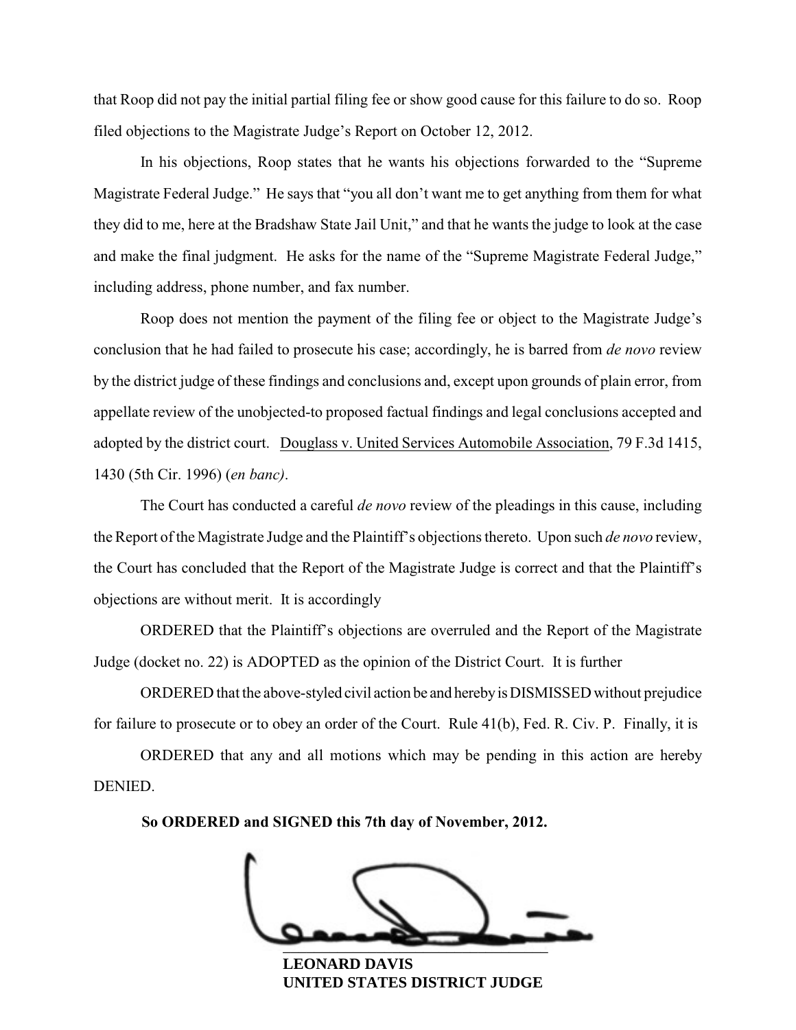that Roop did not pay the initial partial filing fee or show good cause for this failure to do so. Roop filed objections to the Magistrate Judge's Report on October 12, 2012.

In his objections, Roop states that he wants his objections forwarded to the "Supreme Magistrate Federal Judge." He says that "you all don't want me to get anything from them for what they did to me, here at the Bradshaw State Jail Unit," and that he wants the judge to look at the case and make the final judgment. He asks for the name of the "Supreme Magistrate Federal Judge," including address, phone number, and fax number.

Roop does not mention the payment of the filing fee or object to the Magistrate Judge's conclusion that he had failed to prosecute his case; accordingly, he is barred from *de novo* review by the district judge of these findings and conclusions and, except upon grounds of plain error, from appellate review of the unobjected-to proposed factual findings and legal conclusions accepted and adopted by the district court. Douglass v. United Services Automobile Association, 79 F.3d 1415, 1430 (5th Cir. 1996) (*en banc)*.

The Court has conducted a careful *de novo* review of the pleadings in this cause, including the Report of the Magistrate Judge and the Plaintiff's objections thereto. Upon such *de novo* review, the Court has concluded that the Report of the Magistrate Judge is correct and that the Plaintiff's objections are without merit. It is accordingly

ORDERED that the Plaintiff's objections are overruled and the Report of the Magistrate Judge (docket no. 22) is ADOPTED as the opinion of the District Court. It is further

ORDERED that the above-styled civil action be and hereby is DISMISSED without prejudice for failure to prosecute or to obey an order of the Court. Rule 41(b), Fed. R. Civ. P. Finally, it is

ORDERED that any and all motions which may be pending in this action are hereby DENIED.

**So ORDERED and SIGNED this 7th day of November, 2012.**

**LEONARD DAVIS**
**UNITED STATES DISTRICT JUDGE**